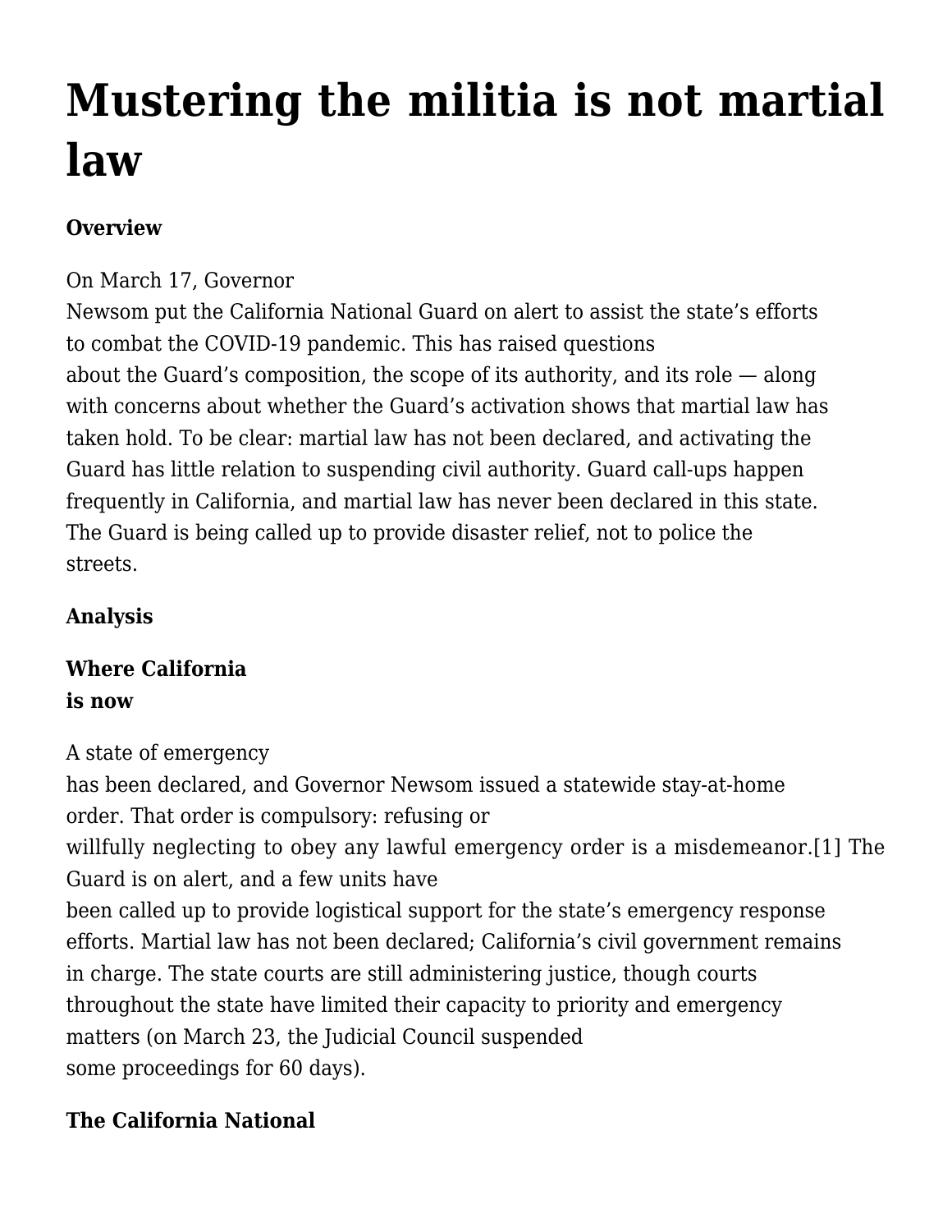# Mustering the militia is not martial law

**Overview**

On March 17, Governor Newsom put the California National Guard on alert to assist the state's efforts to combat the COVID-19 pandemic. This has raised questions about the Guard's composition, the scope of its authority, and its role — along with concerns about whether the Guard's activation shows that martial law has taken hold. To be clear: martial law has not been declared, and activating the Guard has little relation to suspending civil authority. Guard call-ups happen frequently in California, and martial law has never been declared in this state. The Guard is being called up to provide disaster relief, not to police the streets.

**Analysis**

**Where California is now**

A state of emergency has been declared, and Governor Newsom issued a statewide stay-at-home order. That order is compulsory: refusing or willfully neglecting to obey any lawful emergency order is a misdemeanor.[1] The Guard is on alert, and a few units have been called up to provide logistical support for the state's emergency response efforts. Martial law has not been declared; California's civil government remains in charge. The state courts are still administering justice, though courts throughout the state have limited their capacity to priority and emergency matters (on March 23, the Judicial Council suspended some proceedings for 60 days).

**The California National**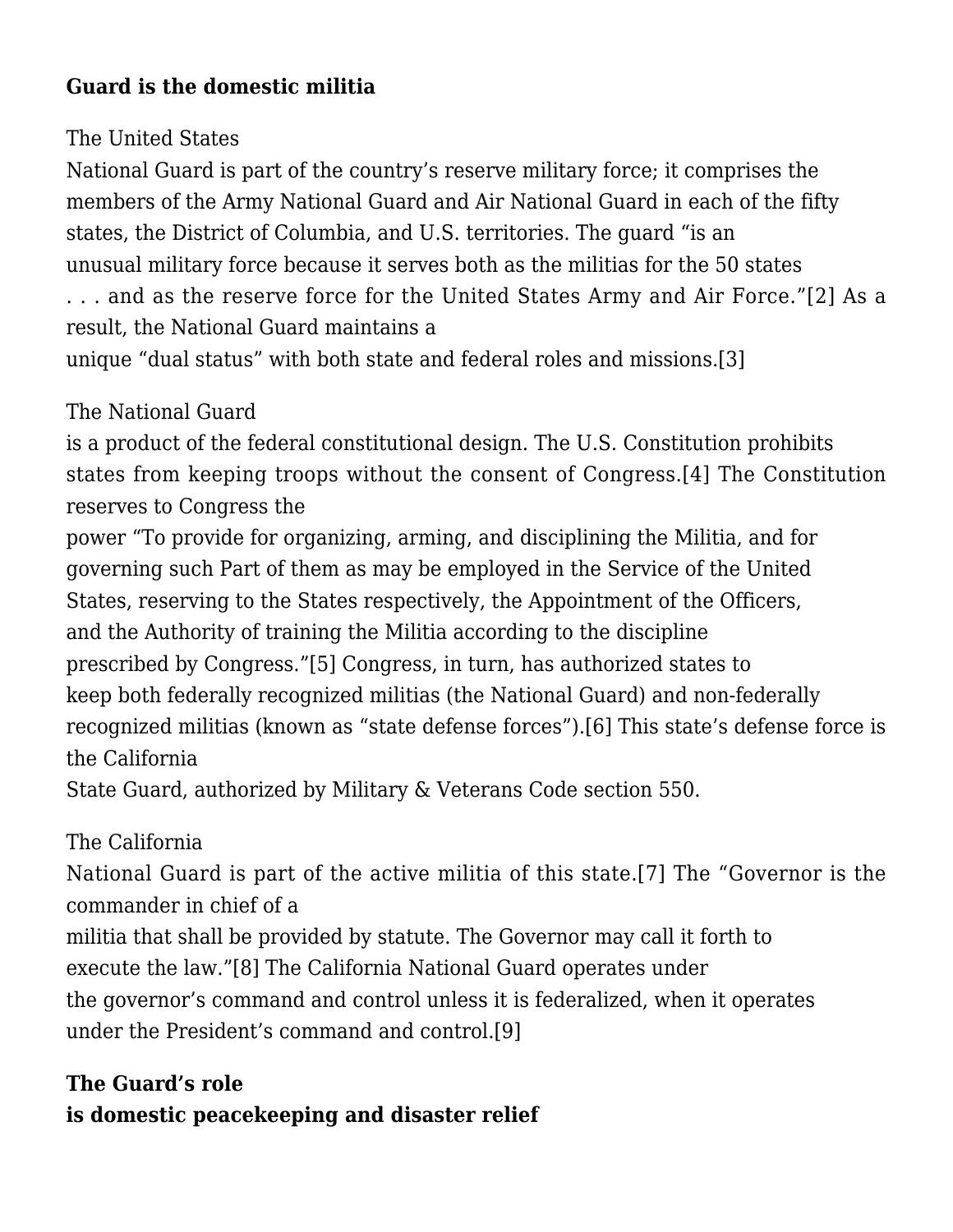**Guard is the domestic militia**

The United States National Guard is part of the country's reserve military force; it comprises the members of the Army National Guard and Air National Guard in each of the fifty states, the District of Columbia, and U.S. territories. The guard "is an unusual military force because it serves both as the militias for the 50 states . . . and as the reserve force for the United States Army and Air Force."[2] As a result, the National Guard maintains a unique "dual status" with both state and federal roles and missions.[3]

The National Guard is a product of the federal constitutional design. The U.S. Constitution prohibits states from keeping troops without the consent of Congress.[4] The Constitution reserves to Congress the power "To provide for organizing, arming, and disciplining the Militia, and for governing such Part of them as may be employed in the Service of the United States, reserving to the States respectively, the Appointment of the Officers, and the Authority of training the Militia according to the discipline prescribed by Congress."[5] Congress, in turn, has authorized states to keep both federally recognized militias (the National Guard) and non-federally recognized militias (known as "state defense forces").[6] This state's defense force is the California State Guard, authorized by Military & Veterans Code section 550.

The California National Guard is part of the active militia of this state.[7] The "Governor is the commander in chief of a militia that shall be provided by statute. The Governor may call it forth to execute the law."[8] The California National Guard operates under the governor's command and control unless it is federalized, when it operates under the President's command and control.[9]

**The Guard's role is domestic peacekeeping and disaster relief**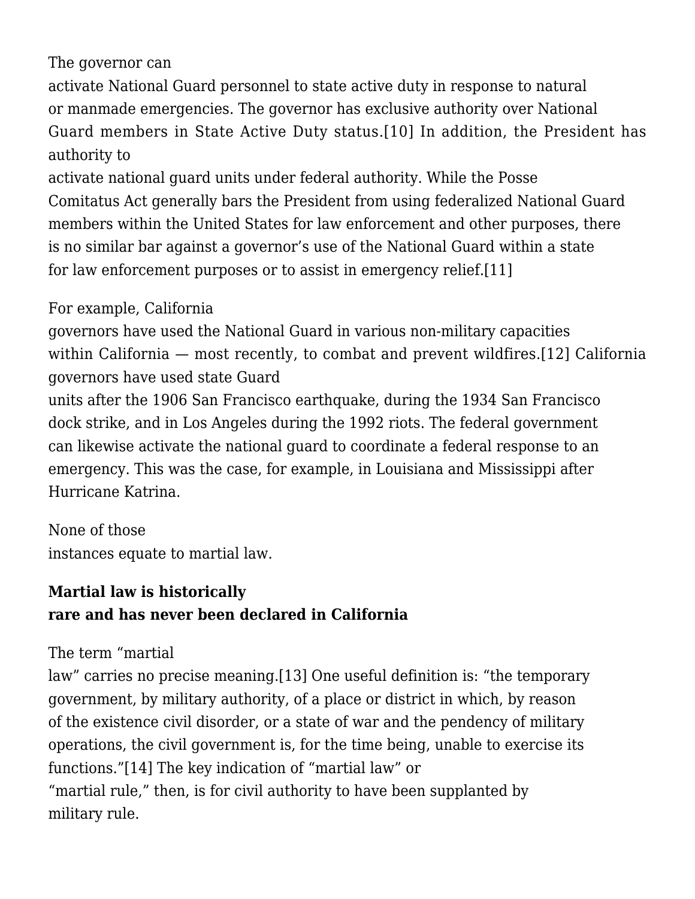The governor can activate National Guard personnel to state active duty in response to natural or manmade emergencies. The governor has exclusive authority over National Guard members in State Active Duty status.[10] In addition, the President has authority to activate national guard units under federal authority. While the Posse Comitatus Act generally bars the President from using federalized National Guard members within the United States for law enforcement and other purposes, there is no similar bar against a governor's use of the National Guard within a state for law enforcement purposes or to assist in emergency relief.[11]

For example, California governors have used the National Guard in various non-military capacities within California — most recently, to combat and prevent wildfires.[12] California governors have used state Guard units after the 1906 San Francisco earthquake, during the 1934 San Francisco dock strike, and in Los Angeles during the 1992 riots. The federal government can likewise activate the national guard to coordinate a federal response to an emergency. This was the case, for example, in Louisiana and Mississippi after Hurricane Katrina.

None of those instances equate to martial law.

**Martial law is historically rare and has never been declared in California**

The term "martial law" carries no precise meaning.[13] One useful definition is: "the temporary government, by military authority, of a place or district in which, by reason of the existence civil disorder, or a state of war and the pendency of military operations, the civil government is, for the time being, unable to exercise its functions."[14] The key indication of "martial law" or "martial rule," then, is for civil authority to have been supplanted by military rule.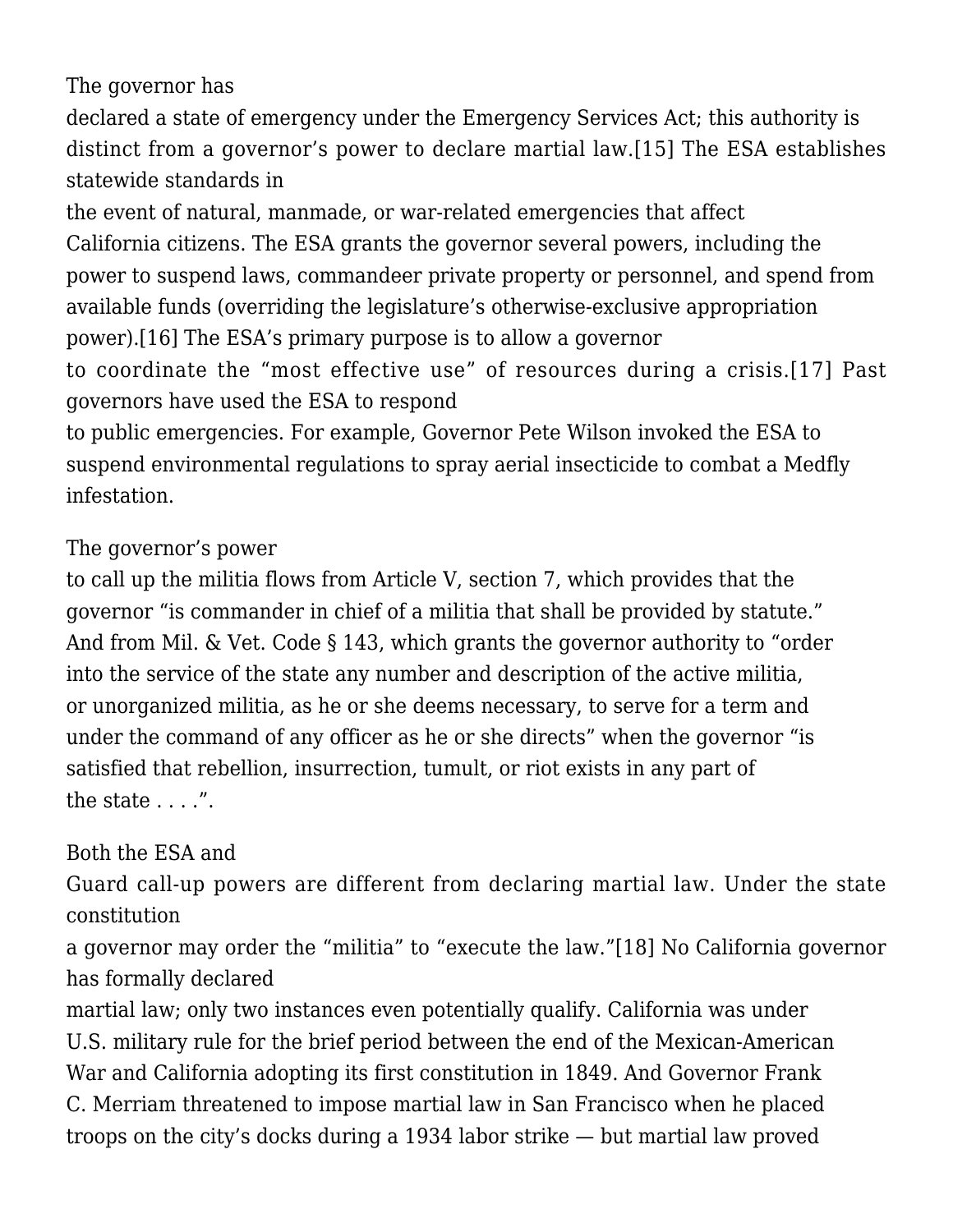The governor has declared a state of emergency under the Emergency Services Act; this authority is distinct from a governor's power to declare martial law.[15] The ESA establishes statewide standards in the event of natural, manmade, or war-related emergencies that affect California citizens. The ESA grants the governor several powers, including the power to suspend laws, commandeer private property or personnel, and spend from available funds (overriding the legislature's otherwise-exclusive appropriation power).[16] The ESA's primary purpose is to allow a governor to coordinate the "most effective use" of resources during a crisis.[17] Past governors have used the ESA to respond to public emergencies. For example, Governor Pete Wilson invoked the ESA to suspend environmental regulations to spray aerial insecticide to combat a Medfly infestation.

The governor's power to call up the militia flows from Article V, section 7, which provides that the governor "is commander in chief of a militia that shall be provided by statute." And from Mil. & Vet. Code § 143, which grants the governor authority to "order into the service of the state any number and description of the active militia, or unorganized militia, as he or she deems necessary, to serve for a term and under the command of any officer as he or she directs" when the governor "is satisfied that rebellion, insurrection, tumult, or riot exists in any part of the state . . . .".

Both the ESA and Guard call-up powers are different from declaring martial law. Under the state constitution a governor may order the "militia" to "execute the law."[18] No California governor has formally declared martial law; only two instances even potentially qualify. California was under U.S. military rule for the brief period between the end of the Mexican-American War and California adopting its first constitution in 1849. And Governor Frank C. Merriam threatened to impose martial law in San Francisco when he placed troops on the city's docks during a 1934 labor strike — but martial law proved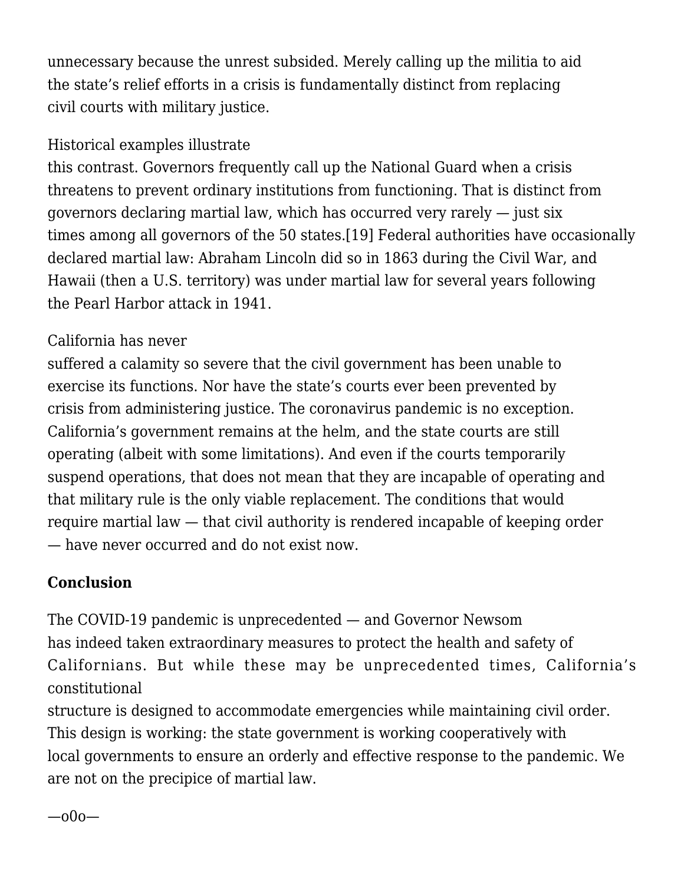unnecessary because the unrest subsided. Merely calling up the militia to aid the state's relief efforts in a crisis is fundamentally distinct from replacing civil courts with military justice.

Historical examples illustrate this contrast. Governors frequently call up the National Guard when a crisis threatens to prevent ordinary institutions from functioning. That is distinct from governors declaring martial law, which has occurred very rarely — just six times among all governors of the 50 states.[19] Federal authorities have occasionally declared martial law: Abraham Lincoln did so in 1863 during the Civil War, and Hawaii (then a U.S. territory) was under martial law for several years following the Pearl Harbor attack in 1941.

California has never suffered a calamity so severe that the civil government has been unable to exercise its functions. Nor have the state's courts ever been prevented by crisis from administering justice. The coronavirus pandemic is no exception. California's government remains at the helm, and the state courts are still operating (albeit with some limitations). And even if the courts temporarily suspend operations, that does not mean that they are incapable of operating and that military rule is the only viable replacement. The conditions that would require martial law — that civil authority is rendered incapable of keeping order — have never occurred and do not exist now.

**Conclusion**

The COVID-19 pandemic is unprecedented — and Governor Newsom has indeed taken extraordinary measures to protect the health and safety of Californians. But while these may be unprecedented times, California's constitutional structure is designed to accommodate emergencies while maintaining civil order. This design is working: the state government is working cooperatively with local governments to ensure an orderly and effective response to the pandemic. We are not on the precipice of martial law.

—o0o—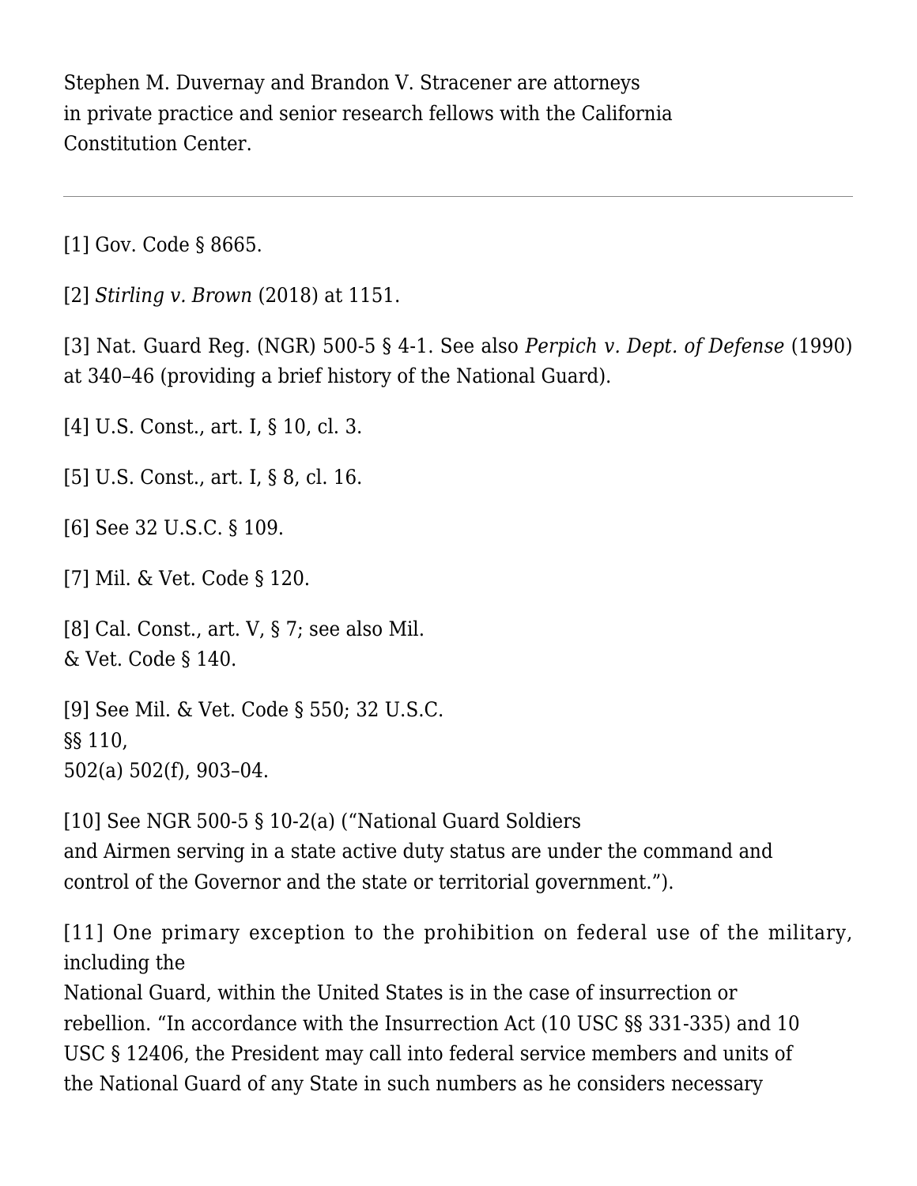Stephen M. Duvernay and Brandon V. Stracener are attorneys in private practice and senior research fellows with the California Constitution Center.

---

[1] Gov. Code § 8665.

[2] *Stirling v. Brown* (2018) at 1151.

[3] Nat. Guard Reg. (NGR) 500-5 § 4-1. See also *Perpich v. Dept. of Defense* (1990) at 340–46 (providing a brief history of the National Guard).

[4] U.S. Const., art. I, § 10, cl. 3.

[5] U.S. Const., art. I, § 8, cl. 16.

[6] See 32 U.S.C. § 109.

[7] Mil. & Vet. Code § 120.

[8] Cal. Const., art. V, § 7; see also Mil. & Vet. Code § 140.

[9] See Mil. & Vet. Code § 550; 32 U.S.C. §§ 110, 502(a) 502(f), 903–04.

[10] See NGR 500-5 § 10-2(a) ("National Guard Soldiers and Airmen serving in a state active duty status are under the command and control of the Governor and the state or territorial government.").

[11] One primary exception to the prohibition on federal use of the military, including the National Guard, within the United States is in the case of insurrection or rebellion. "In accordance with the Insurrection Act (10 USC §§ 331-335) and 10 USC § 12406, the President may call into federal service members and units of the National Guard of any State in such numbers as he considers necessary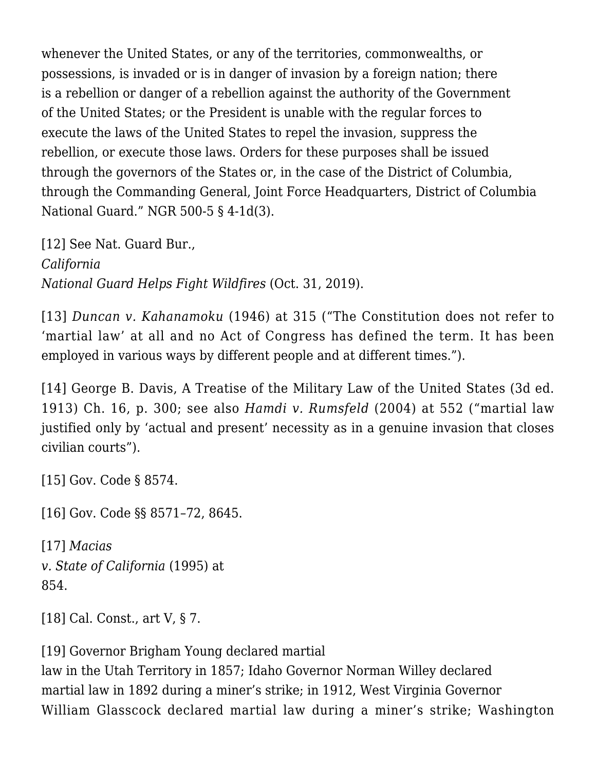whenever the United States, or any of the territories, commonwealths, or possessions, is invaded or is in danger of invasion by a foreign nation; there is a rebellion or danger of a rebellion against the authority of the Government of the United States; or the President is unable with the regular forces to execute the laws of the United States to repel the invasion, suppress the rebellion, or execute those laws. Orders for these purposes shall be issued through the governors of the States or, in the case of the District of Columbia, through the Commanding General, Joint Force Headquarters, District of Columbia National Guard." NGR 500-5 § 4-1d(3).

[12] See Nat. Guard Bur., *California National Guard Helps Fight Wildfires* (Oct. 31, 2019).

[13] *Duncan v. Kahanamoku* (1946) at 315 ("The Constitution does not refer to 'martial law' at all and no Act of Congress has defined the term. It has been employed in various ways by different people and at different times.").

[14] George B. Davis, A Treatise of the Military Law of the United States (3d ed. 1913) Ch. 16, p. 300; see also *Hamdi v. Rumsfeld* (2004) at 552 ("martial law justified only by 'actual and present' necessity as in a genuine invasion that closes civilian courts").

[15] Gov. Code § 8574.

[16] Gov. Code §§ 8571–72, 8645.

[17] *Macias v. State of California* (1995) at 854.

[18] Cal. Const., art V, § 7.

[19] Governor Brigham Young declared martial law in the Utah Territory in 1857; Idaho Governor Norman Willey declared martial law in 1892 during a miner's strike; in 1912, West Virginia Governor William Glasscock declared martial law during a miner's strike; Washington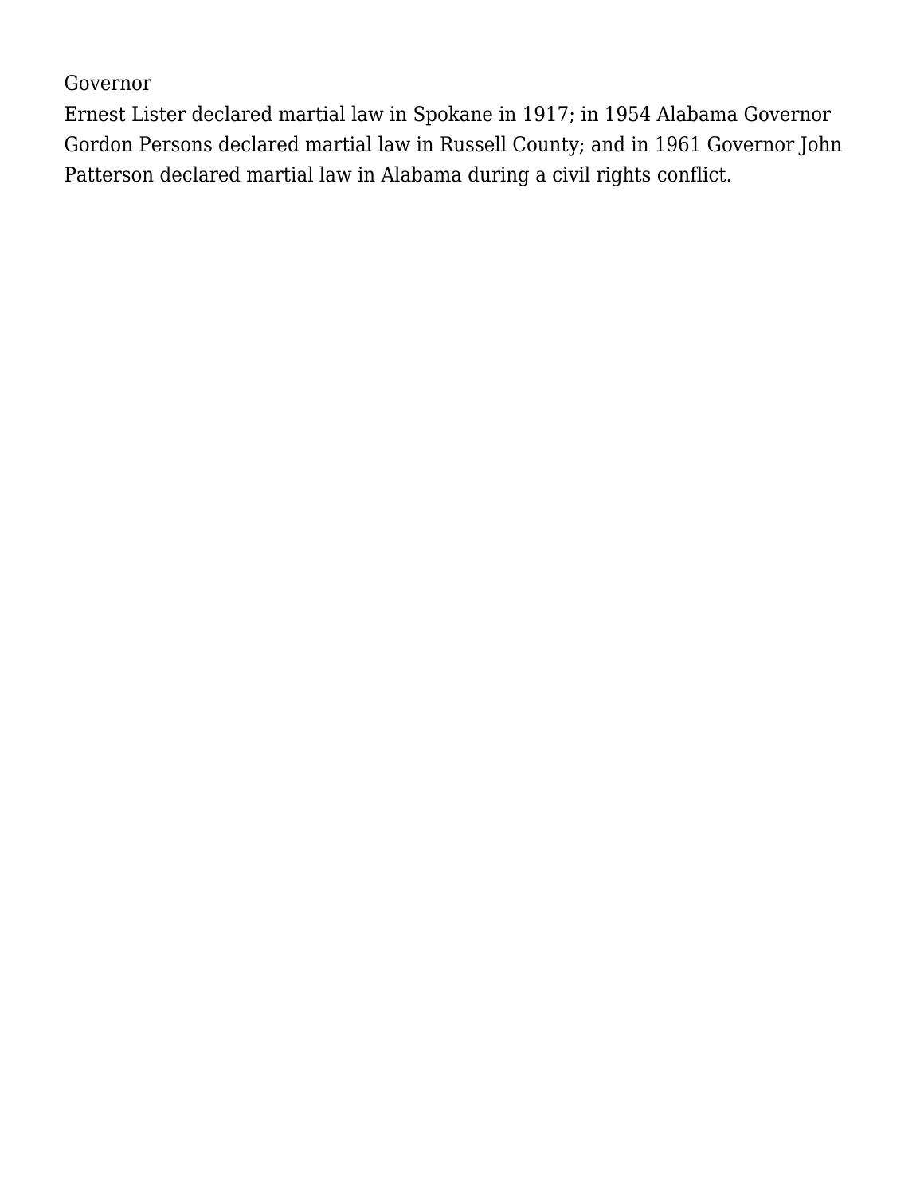Governor
Ernest Lister declared martial law in Spokane in 1917; in 1954 Alabama Governor Gordon Persons declared martial law in Russell County; and in 1961 Governor John Patterson declared martial law in Alabama during a civil rights conflict.